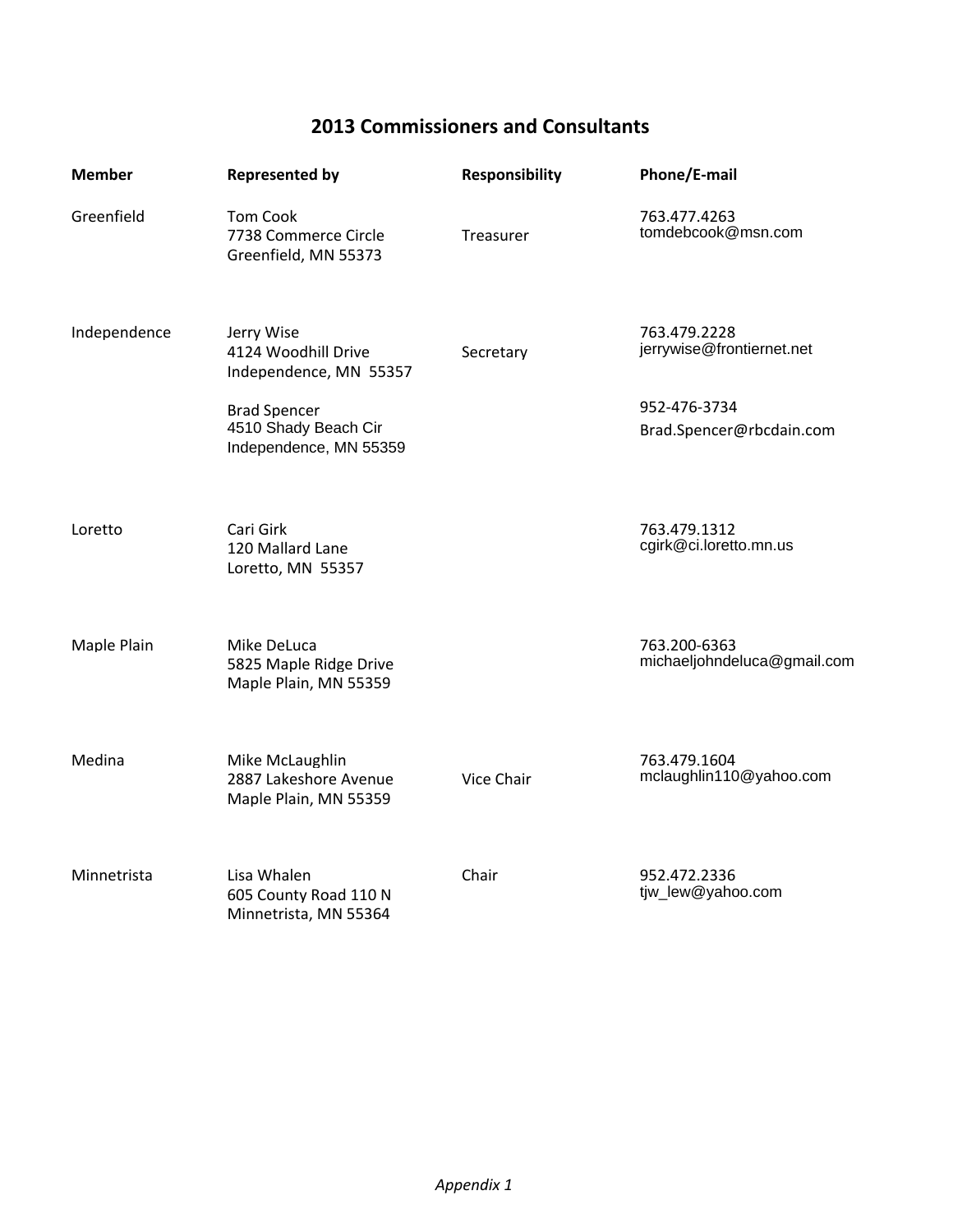## 2013 Commissioners and Consultants

| Member | Represented by | Responsibility | Phone/E-mail |
|---|---|---|---|
| Greenfield | Tom Cook<br>7738 Commerce Circle<br>Greenfield, MN 55373 | Treasurer | 763.477.4263<br>tomdebcook@msn.com |
| Independence | Jerry Wise<br>4124 Woodhill Drive<br>Independence, MN 55357 | Secretary | 763.479.2228<br>jerrywise@frontiernet.net |
| | Brad Spencer<br>4510 Shady Beach Cir<br>Independence, MN 55359 | | 952-476-3734<br>Brad.Spencer@rbcdain.com |
| Loretto | Cari Girk<br>120 Mallard Lane<br>Loretto, MN 55357 | | 763.479.1312<br>cgirk@ci.loretto.mn.us |
| Maple Plain | Mike DeLuca<br>5825 Maple Ridge Drive<br>Maple Plain, MN 55359 | | 763.200-6363<br>michaeljohndeluca@gmail.com |
| Medina | Mike McLaughlin<br>2887 Lakeshore Avenue<br>Maple Plain, MN 55359 | Vice Chair | 763.479.1604<br>mclaughlin110@yahoo.com |
| Minnetrista | Lisa Whalen<br>605 County Road 110 N<br>Minnetrista, MN 55364 | Chair | 952.472.2336<br>tjw_lew@yahoo.com |

*Appendix 1*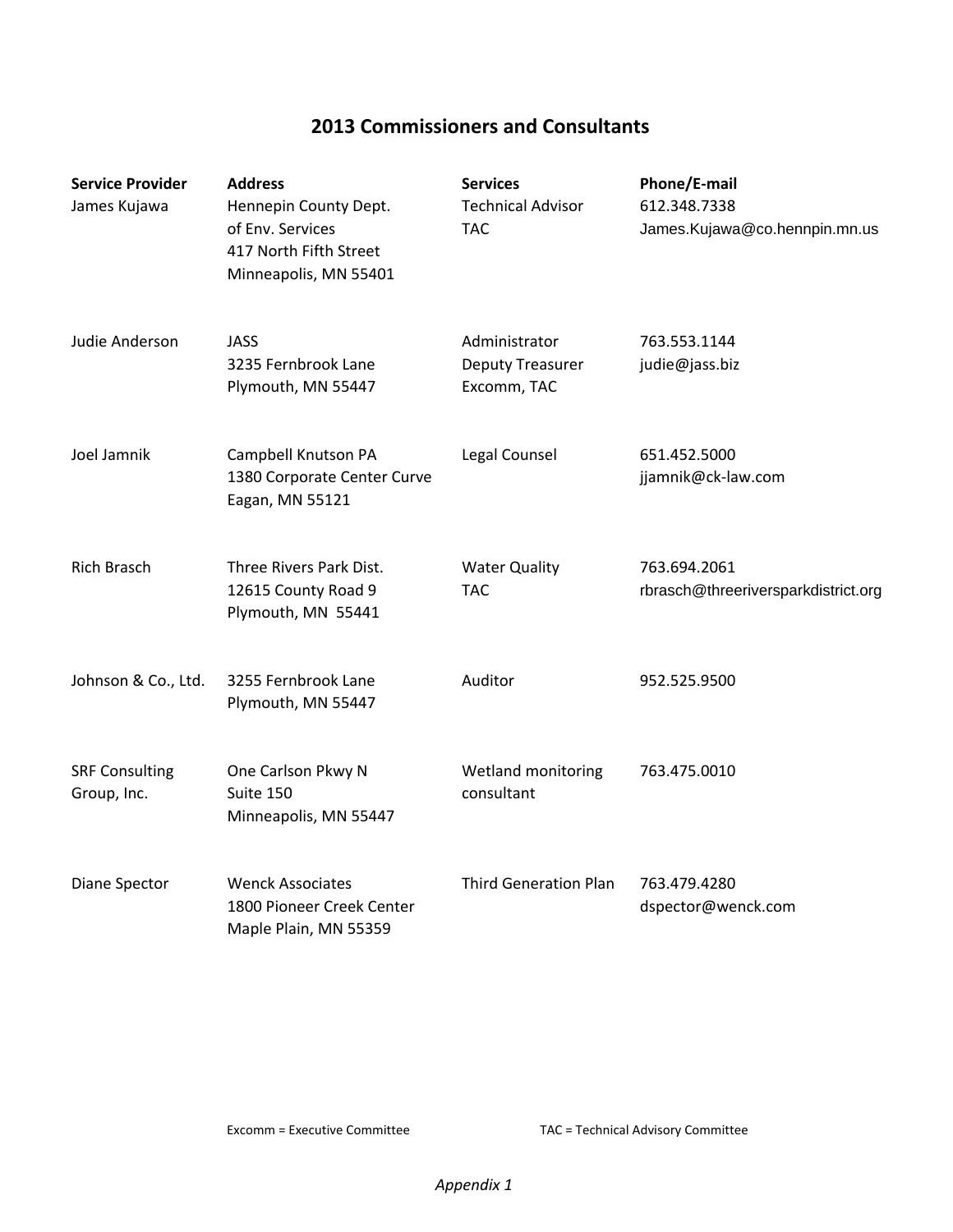## 2013 Commissioners and Consultants

| Service Provider | Address | Services | Phone/E-mail |
|---|---|---|---|
| James Kujawa | Hennepin County Dept. of Env. Services 417 North Fifth Street Minneapolis, MN 55401 | Technical Advisor TAC | 612.348.7338 James.Kujawa@co.hennpin.mn.us |
| Judie Anderson | JASS 3235 Fernbrook Lane Plymouth, MN 55447 | Administrator Deputy Treasurer Excomm, TAC | 763.553.1144 judie@jass.biz |
| Joel Jamnik | Campbell Knutson PA 1380 Corporate Center Curve Eagan, MN 55121 | Legal Counsel | 651.452.5000 jjamnik@ck-law.com |
| Rich Brasch | Three Rivers Park Dist. 12615 County Road 9 Plymouth, MN 55441 | Water Quality TAC | 763.694.2061 rbrasch@threeriversparkdistrict.org |
| Johnson & Co., Ltd. | 3255 Fernbrook Lane Plymouth, MN 55447 | Auditor | 952.525.9500 |
| SRF Consulting Group, Inc. | One Carlson Pkwy N Suite 150 Minneapolis, MN 55447 | Wetland monitoring consultant | 763.475.0010 |
| Diane Spector | Wenck Associates 1800 Pioneer Creek Center Maple Plain, MN 55359 | Third Generation Plan | 763.479.4280 dspector@wenck.com |

Excomm = Executive Committee TAC = Technical Advisory Committee

*Appendix 1*